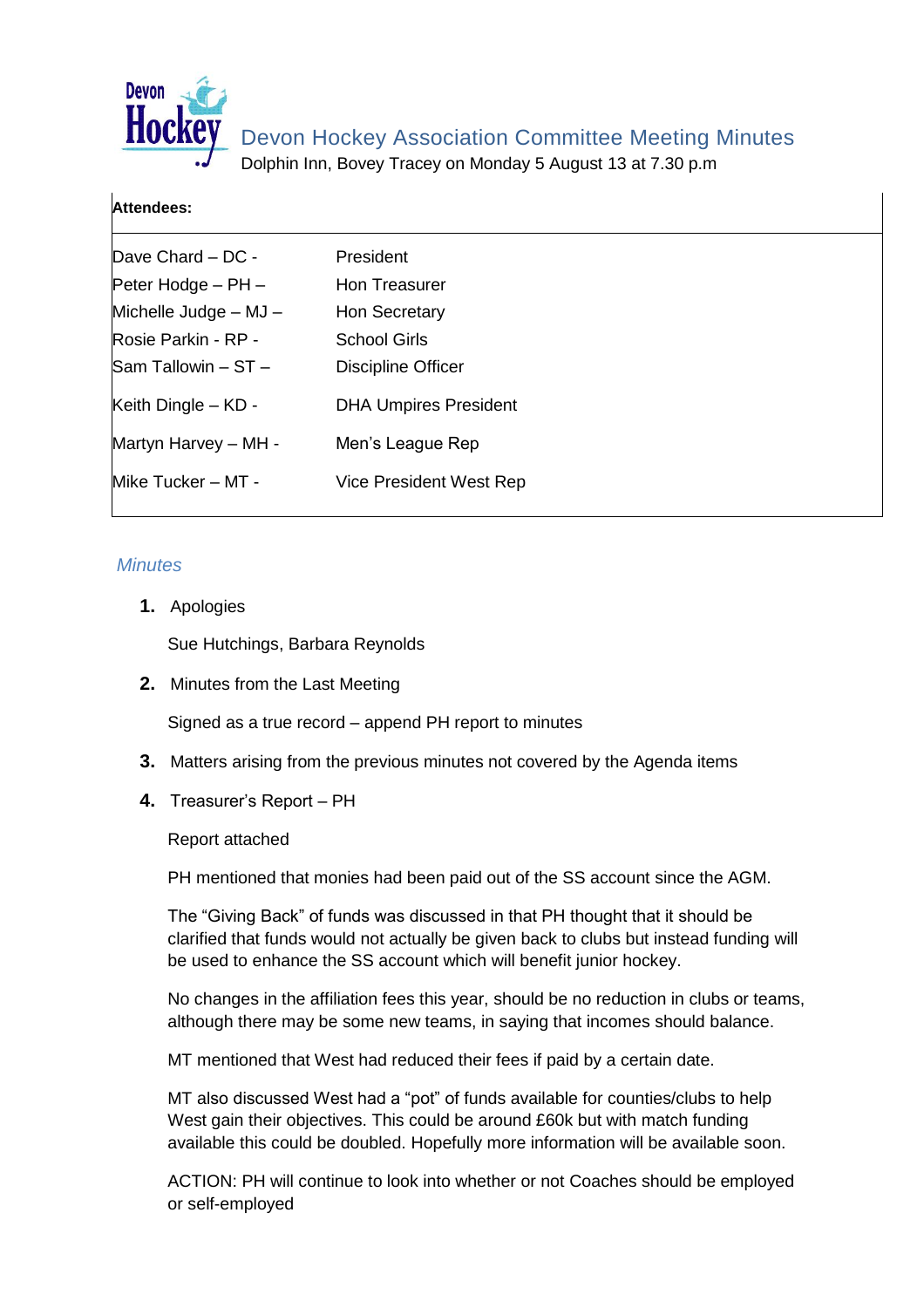# Devon Hockey Association Committee Meeting Minutes

Dolphin Inn, Bovey Tracey on Monday 5 August 13 at 7.30 p.m

**Attendees:**

| | |
|---|---|
| Dave Chard – DC - | President |
| Peter Hodge – PH – | Hon Treasurer |
| Michelle Judge – MJ – | Hon Secretary |
| Rosie Parkin - RP - | School Girls |
| Sam Tallowin – ST – | Discipline Officer |
| Keith Dingle – KD - | DHA Umpires President |
| Martyn Harvey – MH - | Men's League Rep |
| Mike Tucker – MT - | Vice President West Rep |

## Minutes

1. **Apologies**

   Sue Hutchings, Barbara Reynolds

2. **Minutes from the Last Meeting**

   Signed as a true record – append PH report to minutes

3. **Matters arising from the previous minutes not covered by the Agenda items**

4. **Treasurer's Report – PH**

   Report attached

   PH mentioned that monies had been paid out of the SS account since the AGM.

   The "Giving Back" of funds was discussed in that PH thought that it should be clarified that funds would not actually be given back to clubs but instead funding will be used to enhance the SS account which will benefit junior hockey.

   No changes in the affiliation fees this year, should be no reduction in clubs or teams, although there may be some new teams, in saying that incomes should balance.

   MT mentioned that West had reduced their fees if paid by a certain date.

   MT also discussed West had a "pot" of funds available for counties/clubs to help West gain their objectives. This could be around £60k but with match funding available this could be doubled. Hopefully more information will be available soon.

   ACTION: PH will continue to look into whether or not Coaches should be employed or self-employed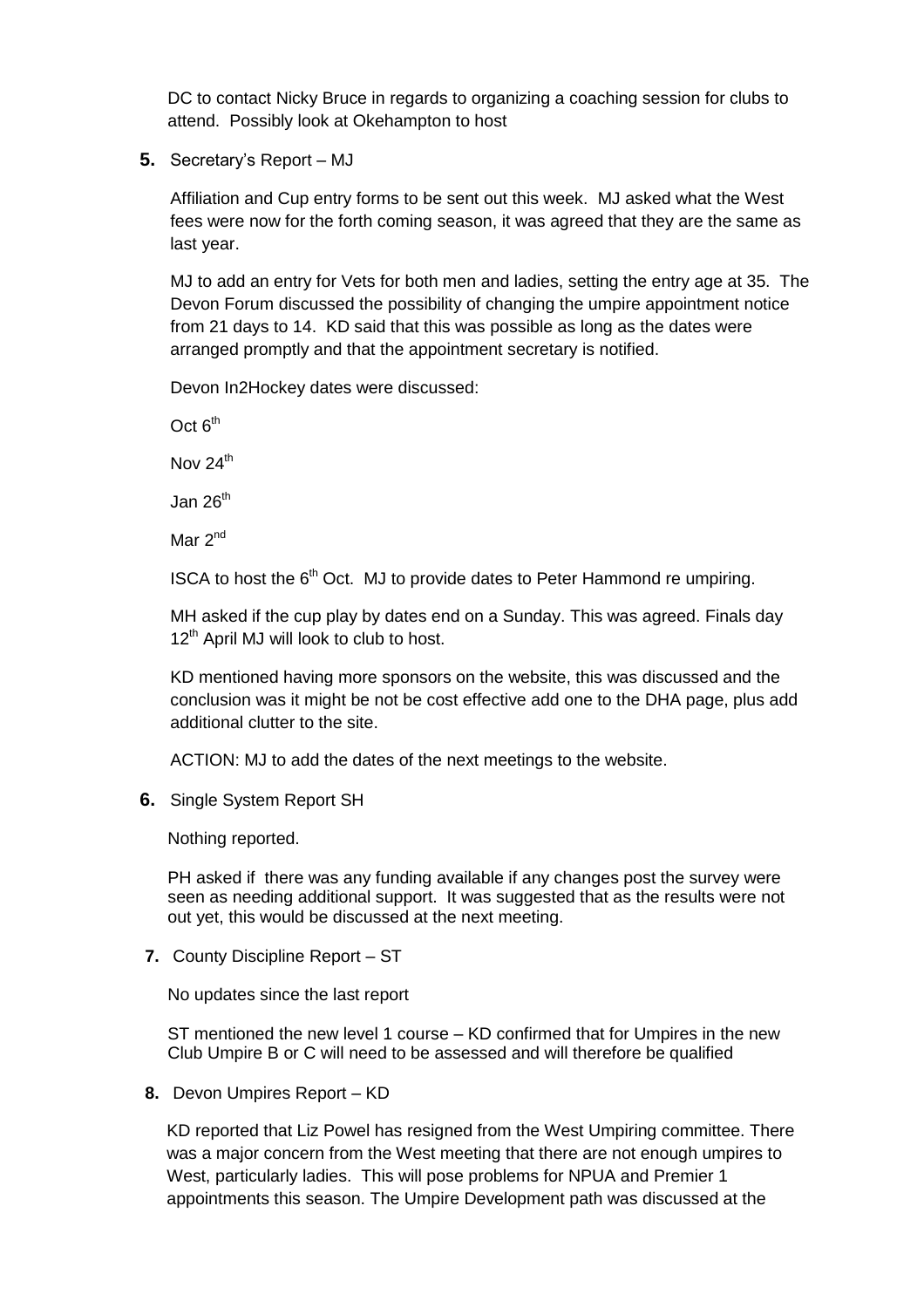DC to contact Nicky Bruce in regards to organizing a coaching session for clubs to attend. Possibly look at Okehampton to host

**5.** Secretary's Report – MJ

Affiliation and Cup entry forms to be sent out this week. MJ asked what the West fees were now for the forth coming season, it was agreed that they are the same as last year.

MJ to add an entry for Vets for both men and ladies, setting the entry age at 35. The Devon Forum discussed the possibility of changing the umpire appointment notice from 21 days to 14. KD said that this was possible as long as the dates were arranged promptly and that the appointment secretary is notified.

Devon In2Hockey dates were discussed:

Oct 6th

Nov 24th

Jan 26th

Mar 2nd

ISCA to host the 6th Oct. MJ to provide dates to Peter Hammond re umpiring.

MH asked if the cup play by dates end on a Sunday. This was agreed. Finals day 12th April MJ will look to club to host.

KD mentioned having more sponsors on the website, this was discussed and the conclusion was it might be not be cost effective add one to the DHA page, plus add additional clutter to the site.

ACTION: MJ to add the dates of the next meetings to the website.

**6.** Single System Report SH

Nothing reported.

PH asked if there was any funding available if any changes post the survey were seen as needing additional support. It was suggested that as the results were not out yet, this would be discussed at the next meeting.

**7.** County Discipline Report – ST

No updates since the last report

ST mentioned the new level 1 course – KD confirmed that for Umpires in the new Club Umpire B or C will need to be assessed and will therefore be qualified

**8.** Devon Umpires Report – KD

KD reported that Liz Powel has resigned from the West Umpiring committee. There was a major concern from the West meeting that there are not enough umpires to West, particularly ladies. This will pose problems for NPUA and Premier 1 appointments this season. The Umpire Development path was discussed at the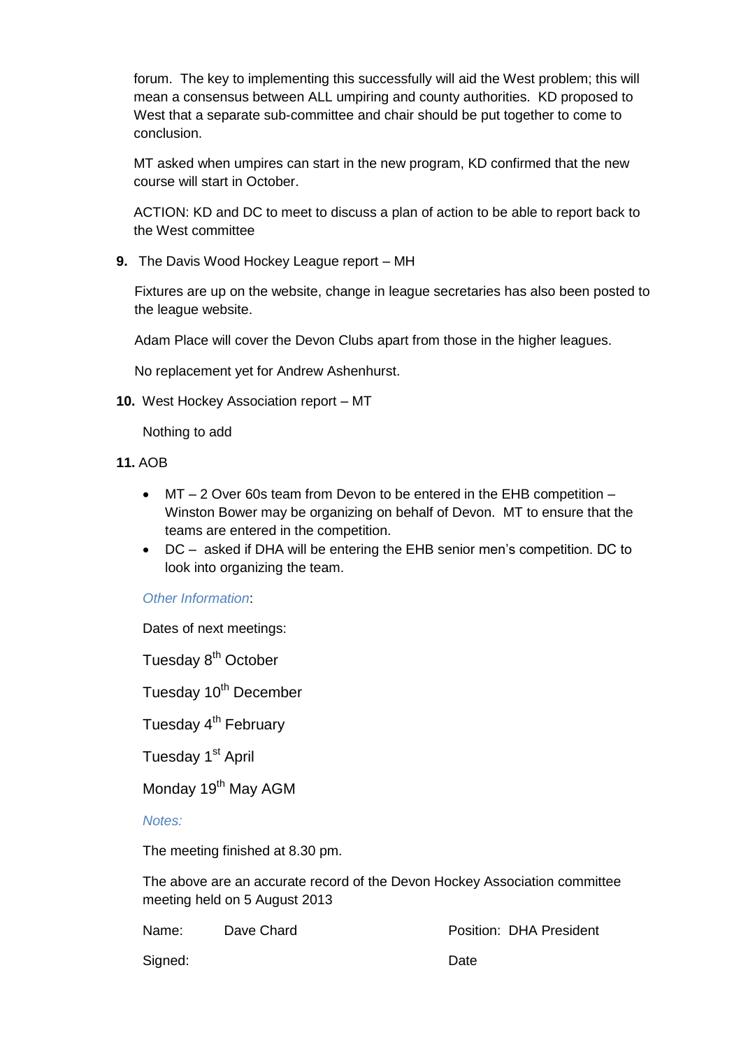forum. The key to implementing this successfully will aid the West problem; this will mean a consensus between ALL umpiring and county authorities. KD proposed to West that a separate sub-committee and chair should be put together to come to conclusion.

MT asked when umpires can start in the new program, KD confirmed that the new course will start in October.

ACTION: KD and DC to meet to discuss a plan of action to be able to report back to the West committee

**9.** The Davis Wood Hockey League report – MH

Fixtures are up on the website, change in league secretaries has also been posted to the league website.

Adam Place will cover the Devon Clubs apart from those in the higher leagues.

No replacement yet for Andrew Ashenhurst.

**10.** West Hockey Association report – MT

Nothing to add

**11.** AOB

- MT – 2 Over 60s team from Devon to be entered in the EHB competition – Winston Bower may be organizing on behalf of Devon. MT to ensure that the teams are entered in the competition.
- DC – asked if DHA will be entering the EHB senior men's competition. DC to look into organizing the team.

*Other Information*:

Dates of next meetings:

Tuesday 8th October

Tuesday 10th December

Tuesday 4th February

Tuesday 1st April

Monday 19th May AGM

*Notes:*

The meeting finished at 8.30 pm.

The above are an accurate record of the Devon Hockey Association committee meeting held on 5 August 2013

Name: Dave Chard — Position: DHA President

Signed: — Date